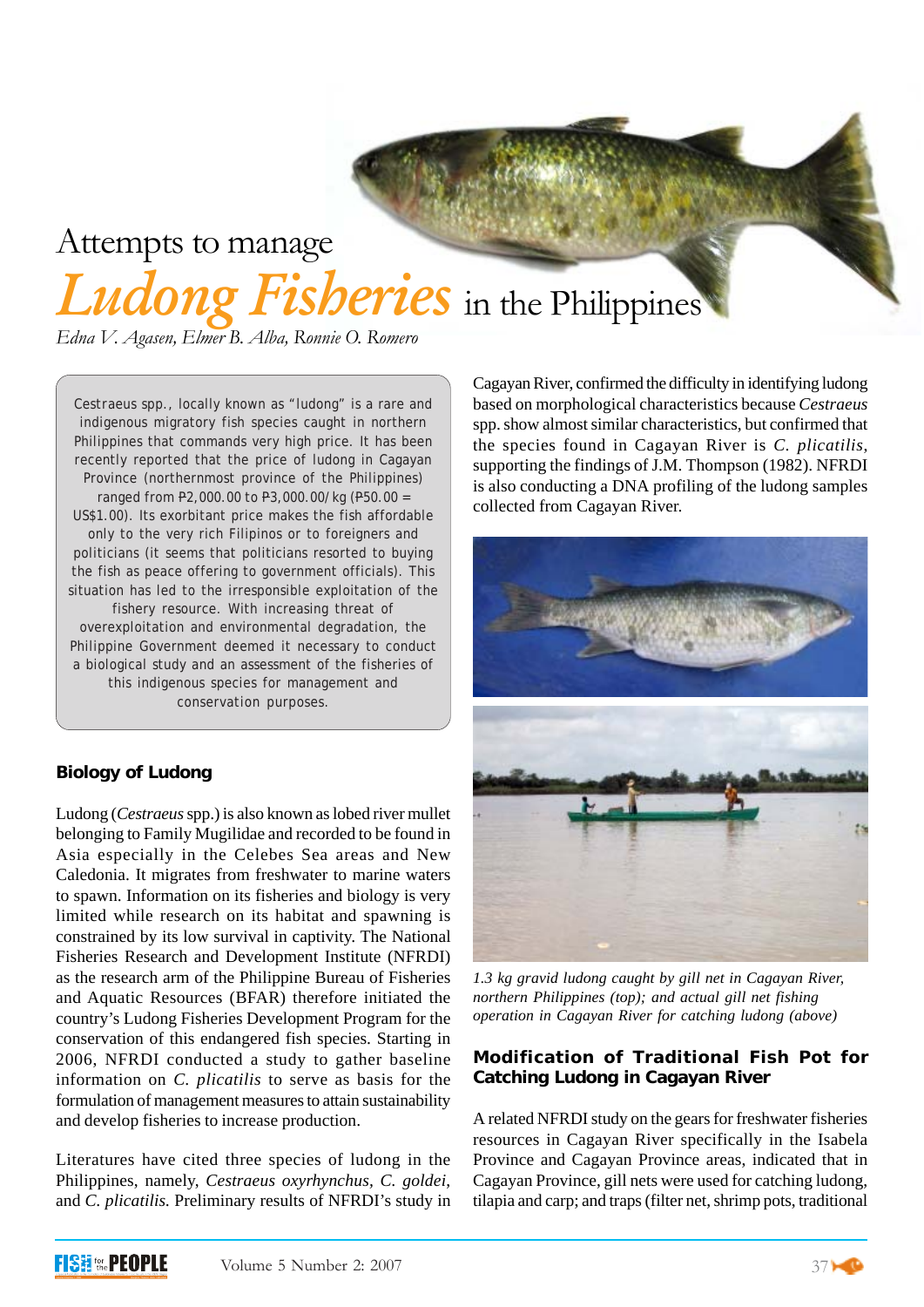# Attempts to manage *Ludong Fisheries* in the Philippines

*Edna V. Agasen, Elmer B. Alba, Ronnie O. Romero*

> Cestraeus spp., locally known as "ludong" is a rare and indigenous migratory fish species caught in northern Philippines that commands very high price. It has been recently reported that the price of ludong in Cagayan Province (northernmost province of the Philippines) ranged from ₱2,000.00 to ₱3,000.00/kg (₱50.00 = US$1.00). Its exorbitant price makes the fish affordable only to the very rich Filipinos or to foreigners and politicians (it seems that politicians resorted to buying the fish as peace offering to government officials). This situation has led to the irresponsible exploitation of the fishery resource. With increasing threat of overexploitation and environmental degradation, the Philippine Government deemed it necessary to conduct a biological study and an assessment of the fisheries of this indigenous species for management and conservation purposes.

## Biology of Ludong

Ludong (*Cestraeus* spp.) is also known as lobed river mullet belonging to Family Mugilidae and recorded to be found in Asia especially in the Celebes Sea areas and New Caledonia. It migrates from freshwater to marine waters to spawn. Information on its fisheries and biology is very limited while research on its habitat and spawning is constrained by its low survival in captivity. The National Fisheries Research and Development Institute (NFRDI) as the research arm of the Philippine Bureau of Fisheries and Aquatic Resources (BFAR) therefore initiated the country's Ludong Fisheries Development Program for the conservation of this endangered fish species. Starting in 2006, NFRDI conducted a study to gather baseline information on *C. plicatilis* to serve as basis for the formulation of management measures to attain sustainability and develop fisheries to increase production.

Literatures have cited three species of ludong in the Philippines, namely, *Cestraeus oxyrhynchus, C. goldei*, and *C. plicatilis.* Preliminary results of NFRDI's study in Cagayan River, confirmed the difficulty in identifying ludong based on morphological characteristics because *Cestraeus* spp. show almost similar characteristics, but confirmed that the species found in Cagayan River is *C. plicatilis*, supporting the findings of J.M. Thompson (1982). NFRDI is also conducting a DNA profiling of the ludong samples collected from Cagayan River.

*1.3 kg gravid ludong caught by gill net in Cagayan River, northern Philippines (top); and actual gill net fishing operation in Cagayan River for catching ludong (above)*

## Modification of Traditional Fish Pot for Catching Ludong in Cagayan River

A related NFRDI study on the gears for freshwater fisheries resources in Cagayan River specifically in the Isabela Province and Cagayan Province areas, indicated that in Cagayan Province, gill nets were used for catching ludong, tilapia and carp; and traps (filter net, shrimp pots, traditional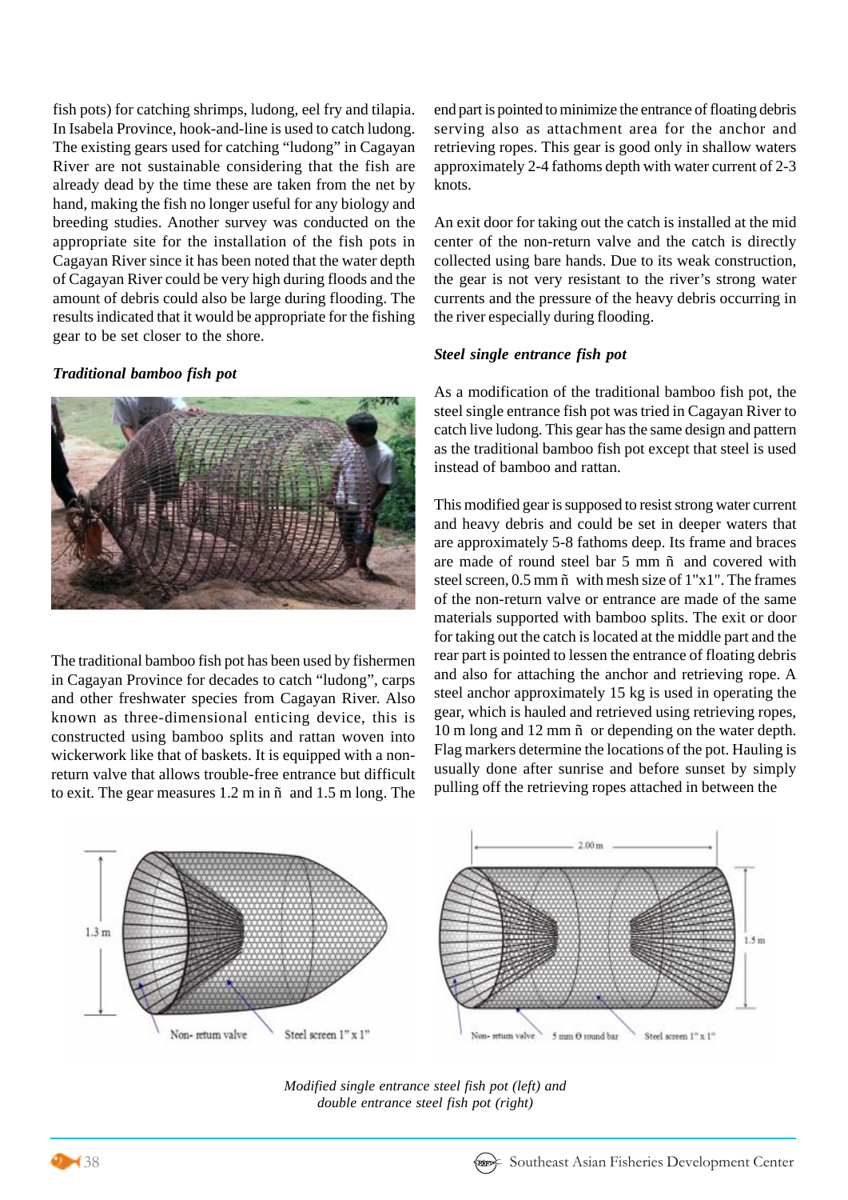fish pots) for catching shrimps, ludong, eel fry and tilapia. In Isabela Province, hook-and-line is used to catch ludong. The existing gears used for catching "ludong" in Cagayan River are not sustainable considering that the fish are already dead by the time these are taken from the net by hand, making the fish no longer useful for any biology and breeding studies. Another survey was conducted on the appropriate site for the installation of the fish pots in Cagayan River since it has been noted that the water depth of Cagayan River could be very high during floods and the amount of debris could also be large during flooding. The results indicated that it would be appropriate for the fishing gear to be set closer to the shore.

### *Traditional bamboo fish pot*

The traditional bamboo fish pot has been used by fishermen in Cagayan Province for decades to catch "ludong", carps and other freshwater species from Cagayan River. Also known as three-dimensional enticing device, this is constructed using bamboo splits and rattan woven into wickerwork like that of baskets. It is equipped with a non-return valve that allows trouble-free entrance but difficult to exit. The gear measures 1.2 m in ñ and 1.5 m long. The end part is pointed to minimize the entrance of floating debris serving also as attachment area for the anchor and retrieving ropes. This gear is good only in shallow waters approximately 2-4 fathoms depth with water current of 2-3 knots.

An exit door for taking out the catch is installed at the mid center of the non-return valve and the catch is directly collected using bare hands. Due to its weak construction, the gear is not very resistant to the river's strong water currents and the pressure of the heavy debris occurring in the river especially during flooding.

### *Steel single entrance fish pot*

As a modification of the traditional bamboo fish pot, the steel single entrance fish pot was tried in Cagayan River to catch live ludong. This gear has the same design and pattern as the traditional bamboo fish pot except that steel is used instead of bamboo and rattan.

This modified gear is supposed to resist strong water current and heavy debris and could be set in deeper waters that are approximately 5-8 fathoms deep. Its frame and braces are made of round steel bar 5 mm ñ and covered with steel screen, 0.5 mm ñ with mesh size of 1"x1". The frames of the non-return valve or entrance are made of the same materials supported with bamboo splits. The exit or door for taking out the catch is located at the middle part and the rear part is pointed to lessen the entrance of floating debris and also for attaching the anchor and retrieving rope. A steel anchor approximately 15 kg is used in operating the gear, which is hauled and retrieved using retrieving ropes, 10 m long and 12 mm ñ or depending on the water depth. Flag markers determine the locations of the pot. Hauling is usually done after sunrise and before sunset by simply pulling off the retrieving ropes attached in between the

*Modified single entrance steel fish pot (left) and double entrance steel fish pot (right)*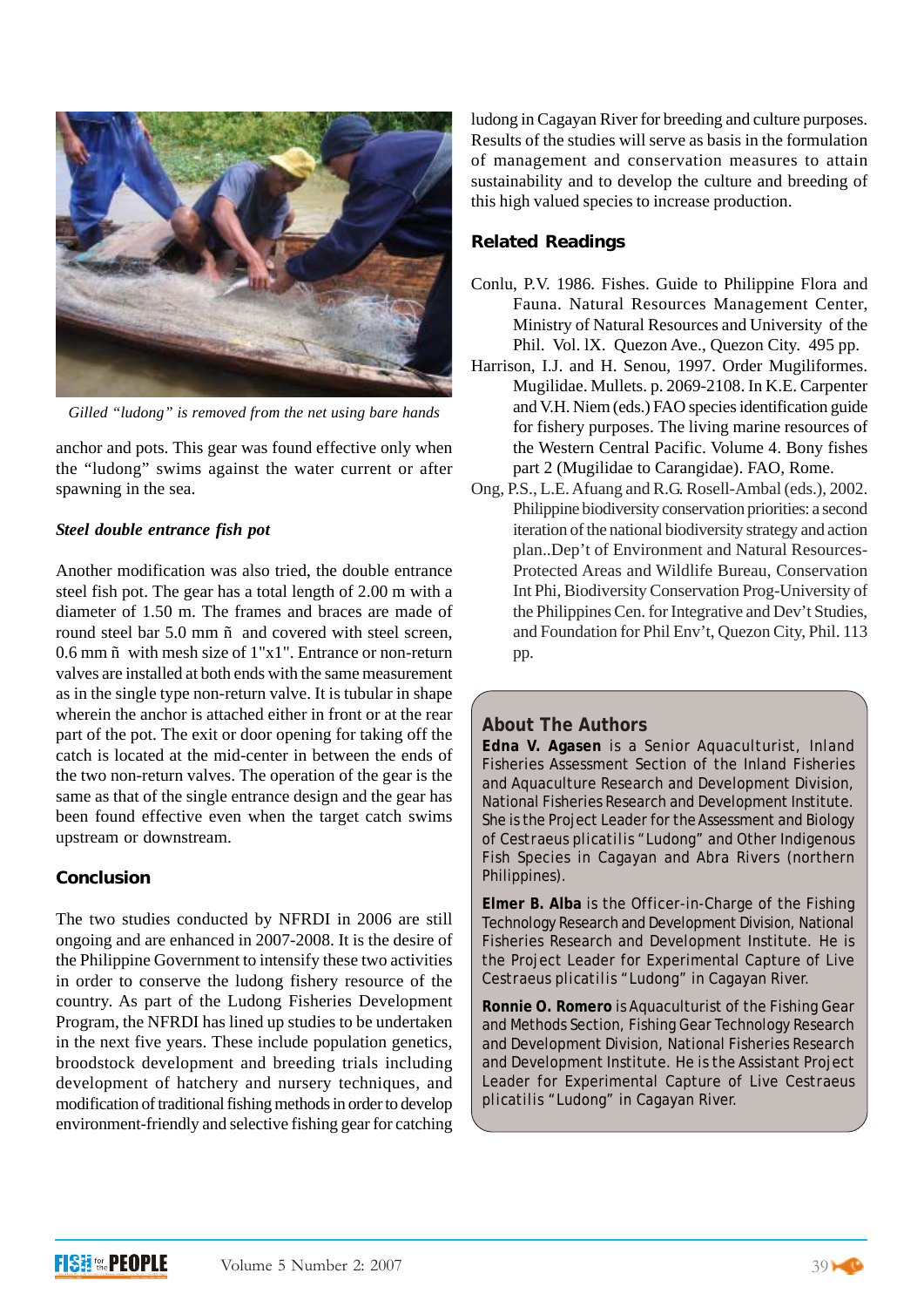Gilled "ludong" is removed from the net using bare hands

anchor and pots. This gear was found effective only when the "ludong" swims against the water current or after spawning in the sea.

***Steel double entrance fish pot***

Another modification was also tried, the double entrance steel fish pot. The gear has a total length of 2.00 m with a diameter of 1.50 m. The frames and braces are made of round steel bar 5.0 mm ñ and covered with steel screen, 0.6 mm ñ with mesh size of 1"x1". Entrance or non-return valves are installed at both ends with the same measurement as in the single type non-return valve. It is tubular in shape wherein the anchor is attached either in front or at the rear part of the pot. The exit or door opening for taking off the catch is located at the mid-center in between the ends of the two non-return valves. The operation of the gear is the same as that of the single entrance design and the gear has been found effective even when the target catch swims upstream or downstream.

## Conclusion

The two studies conducted by NFRDI in 2006 are still ongoing and are enhanced in 2007-2008. It is the desire of the Philippine Government to intensify these two activities in order to conserve the ludong fishery resource of the country. As part of the Ludong Fisheries Development Program, the NFRDI has lined up studies to be undertaken in the next five years. These include population genetics, broodstock development and breeding trials including development of hatchery and nursery techniques, and modification of traditional fishing methods in order to develop environment-friendly and selective fishing gear for catching ludong in Cagayan River for breeding and culture purposes. Results of the studies will serve as basis in the formulation of management and conservation measures to attain sustainability and to develop the culture and breeding of this high valued species to increase production.

## Related Readings

Conlu, P.V. 1986. Fishes. Guide to Philippine Flora and Fauna. Natural Resources Management Center, Ministry of Natural Resources and University of the Phil. Vol. lX. Quezon Ave., Quezon City. 495 pp.

Harrison, I.J. and H. Senou, 1997. Order Mugiliformes. Mugilidae. Mullets. p. 2069-2108. In K.E. Carpenter and V.H. Niem (eds.) FAO species identification guide for fishery purposes. The living marine resources of the Western Central Pacific. Volume 4. Bony fishes part 2 (Mugilidae to Carangidae). FAO, Rome.

Ong, P.S., L.E. Afuang and R.G. Rosell-Ambal (eds.), 2002. Philippine biodiversity conservation priorities: a second iteration of the national biodiversity strategy and action plan..Dep't of Environment and Natural Resources-Protected Areas and Wildlife Bureau, Conservation Int Phi, Biodiversity Conservation Prog-University of the Philippines Cen. for Integrative and Dev't Studies, and Foundation for Phil Env't, Quezon City, Phil. 113 pp.

## About The Authors

**Edna V. Agasen** is a Senior Aquaculturist, Inland Fisheries Assessment Section of the Inland Fisheries and Aquaculture Research and Development Division, National Fisheries Research and Development Institute. She is the Project Leader for the Assessment and Biology of Cestraeus plicatilis "Ludong" and Other Indigenous Fish Species in Cagayan and Abra Rivers (northern Philippines).

**Elmer B. Alba** is the Officer-in-Charge of the Fishing Technology Research and Development Division, National Fisheries Research and Development Institute. He is the Project Leader for Experimental Capture of Live Cestraeus plicatilis "Ludong" in Cagayan River.

**Ronnie O. Romero** is Aquaculturist of the Fishing Gear and Methods Section, Fishing Gear Technology Research and Development Division, National Fisheries Research and Development Institute. He is the Assistant Project Leader for Experimental Capture of Live Cestraeus plicatilis "Ludong" in Cagayan River.